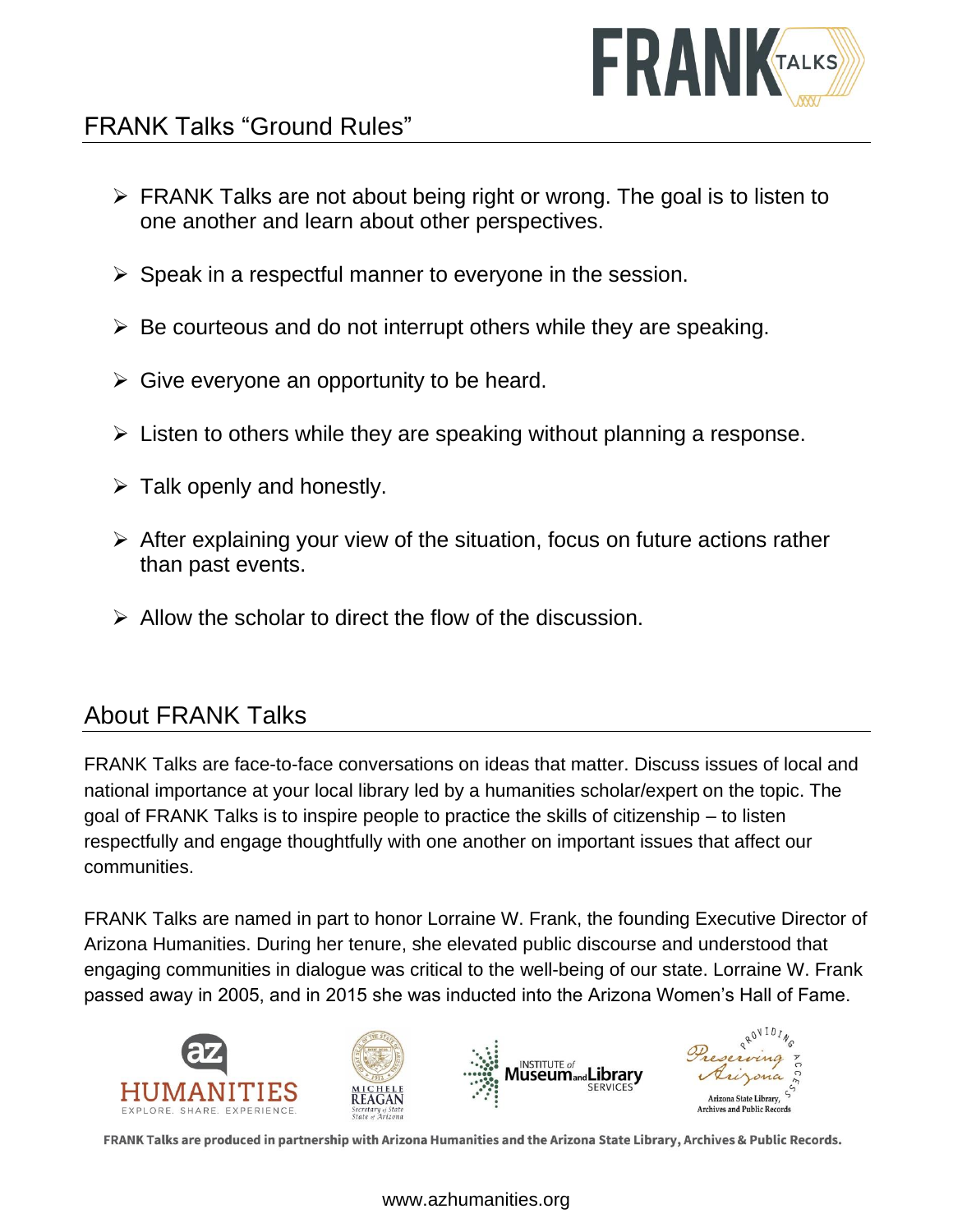# FRANK Talks "Ground Rules"

- FRANK Talks are not about being right or wrong. The goal is to listen to one another and learn about other perspectives.
- Speak in a respectful manner to everyone in the session.
- Be courteous and do not interrupt others while they are speaking.
- Give everyone an opportunity to be heard.
- Listen to others while they are speaking without planning a response.
- Talk openly and honestly.
- After explaining your view of the situation, focus on future actions rather than past events.
- Allow the scholar to direct the flow of the discussion.

## About FRANK Talks

FRANK Talks are face-to-face conversations on ideas that matter. Discuss issues of local and national importance at your local library led by a humanities scholar/expert on the topic. The goal of FRANK Talks is to inspire people to practice the skills of citizenship – to listen respectfully and engage thoughtfully with one another on important issues that affect our communities.

FRANK Talks are named in part to honor Lorraine W. Frank, the founding Executive Director of Arizona Humanities. During her tenure, she elevated public discourse and understood that engaging communities in dialogue was critical to the well-being of our state. Lorraine W. Frank passed away in 2005, and in 2015 she was inducted into the Arizona Women's Hall of Fame.

**FRANK Talks are produced in partnership with Arizona Humanities and the Arizona State Library, Archives & Public Records.**

www.azhumanities.org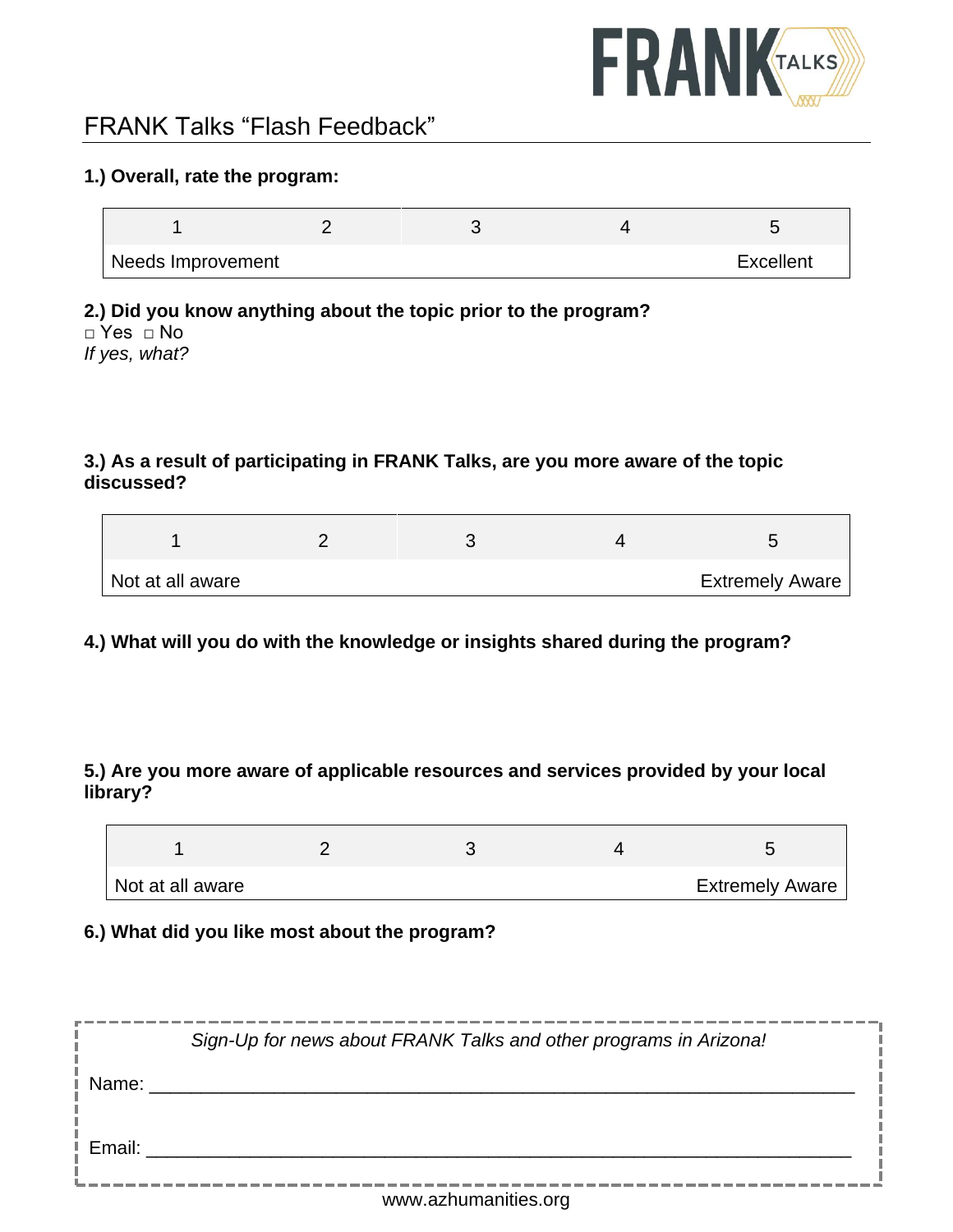# FRANK Talks "Flash Feedback"

**1.) Overall, rate the program:**

| 1 | 2 | 3 | 4 | 5 |
|---|---|---|---|---|
| Needs Improvement | | | | Excellent |

**2.) Did you know anything about the topic prior to the program?**

□ Yes □ No

*If yes, what?*

**3.) As a result of participating in FRANK Talks, are you more aware of the topic discussed?**

| 1 | 2 | 3 | 4 | 5 |
|---|---|---|---|---|
| Not at all aware | | | | Extremely Aware |

**4.) What will you do with the knowledge or insights shared during the program?**

**5.) Are you more aware of applicable resources and services provided by your local library?**

| 1 | 2 | 3 | 4 | 5 |
|---|---|---|---|---|
| Not at all aware | | | | Extremely Aware |

**6.) What did you like most about the program?**

*Sign-Up for news about FRANK Talks and other programs in Arizona!*

Name: ________________________________________________________________

Email: ________________________________________________________________

www.azhumanities.org